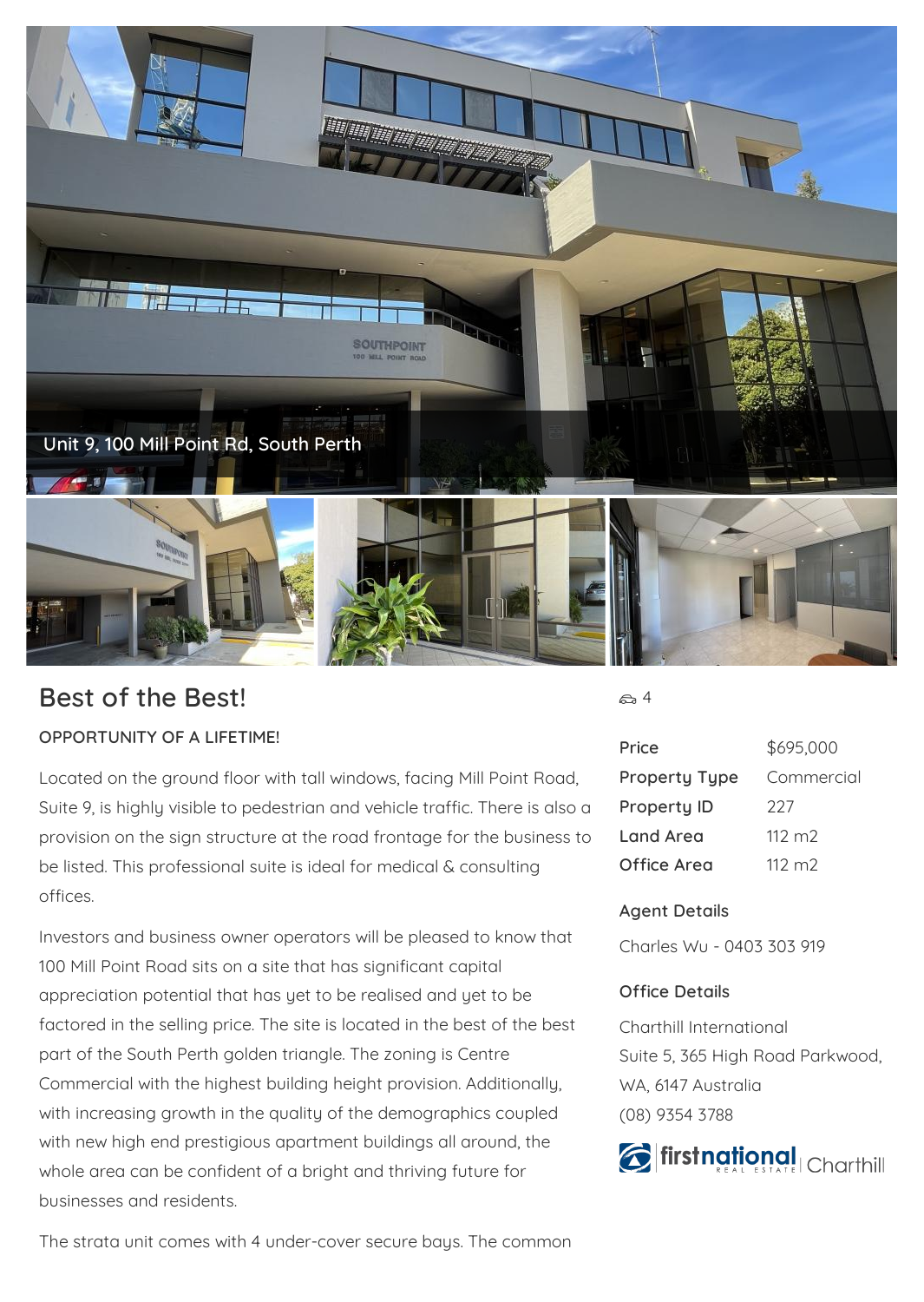Unit 9, 100 Mill Point Rd, South Perth

# Best of the Best!

**OPPORTUNITY OF A LIFETIME!**

Located on the ground floor with tall windows, facing Mill Point Road, Suite 9, is highly visible to pedestrian and vehicle traffic. There is also a provision on the sign structure at the road frontage for the business to be listed. This professional suite is ideal for medical & consulting offices.

Investors and business owner operators will be pleased to know that 100 Mill Point Road sits on a site that has significant capital appreciation potential that has yet to be realised and yet to be factored in the selling price. The site is located in the best of the best part of the South Perth golden triangle. The zoning is Centre Commercial with the highest building height provision. Additionally, with increasing growth in the quality of the demographics coupled with new high end prestigious apartment buildings all around, the whole area can be confident of a bright and thriving future for businesses and residents.

The strata unit comes with 4 under-cover secure bays. The common

4

| | |
|---|---|
| Price | $695,000 |
| Property Type | Commercial |
| Property ID | 227 |
| Land Area | 112 m2 |
| Office Area | 112 m2 |

### Agent Details

Charles Wu - 0403 303 919

### Office Details

Charthill International
Suite 5, 365 High Road Parkwood, WA, 6147 Australia
(08) 9354 3788

firstnational REAL ESTATE Charthill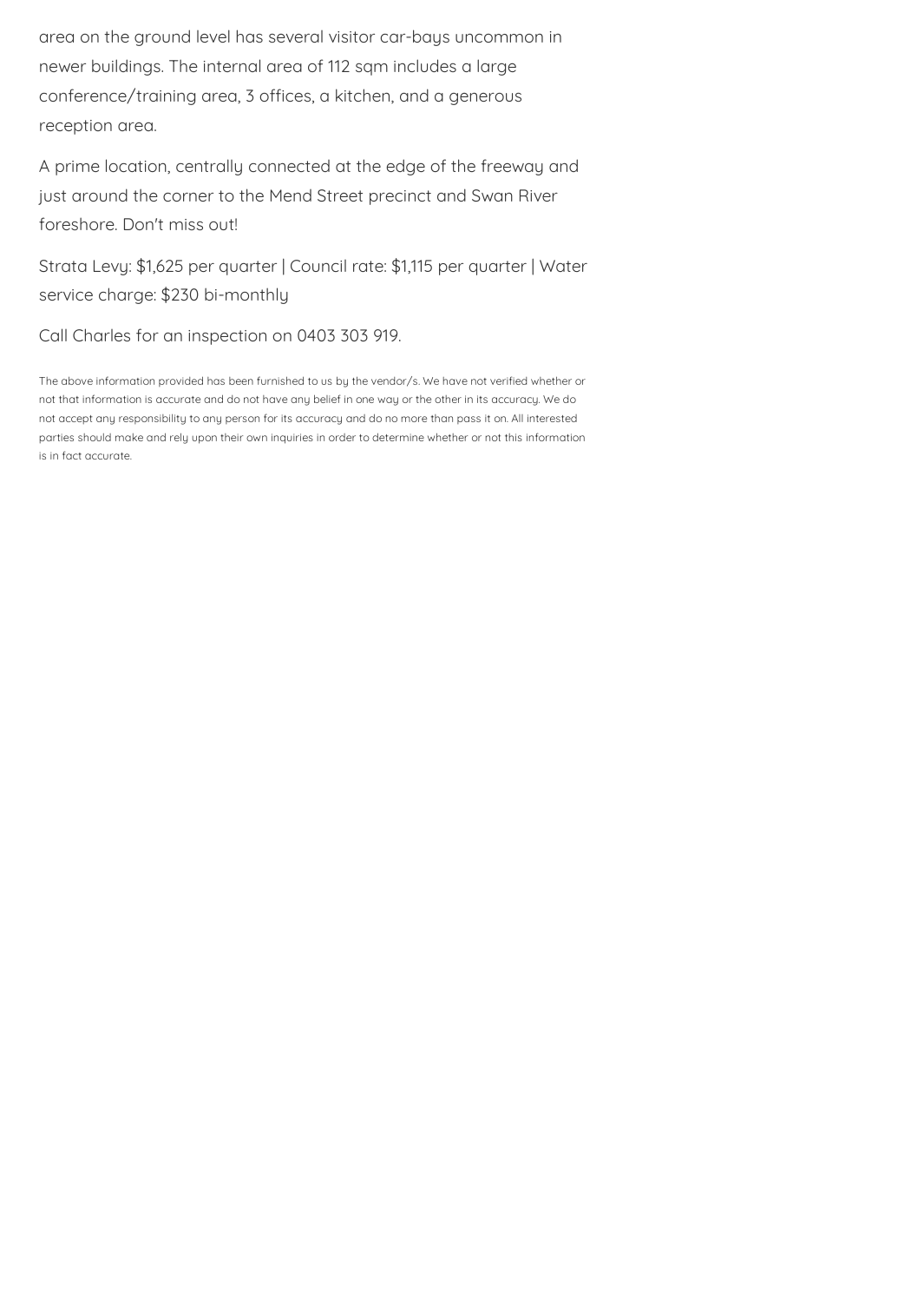area on the ground level has several visitor car-bays uncommon in newer buildings. The internal area of 112 sqm includes a large conference/training area, 3 offices, a kitchen, and a generous reception area.

A prime location, centrally connected at the edge of the freeway and just around the corner to the Mend Street precinct and Swan River foreshore. Don't miss out!

Strata Levy: $1,625 per quarter | Council rate: $1,115 per quarter | Water service charge: $230 bi-monthly

Call Charles for an inspection on 0403 303 919.

The above information provided has been furnished to us by the vendor/s. We have not verified whether or not that information is accurate and do not have any belief in one way or the other in its accuracy. We do not accept any responsibility to any person for its accuracy and do no more than pass it on. All interested parties should make and rely upon their own inquiries in order to determine whether or not this information is in fact accurate.